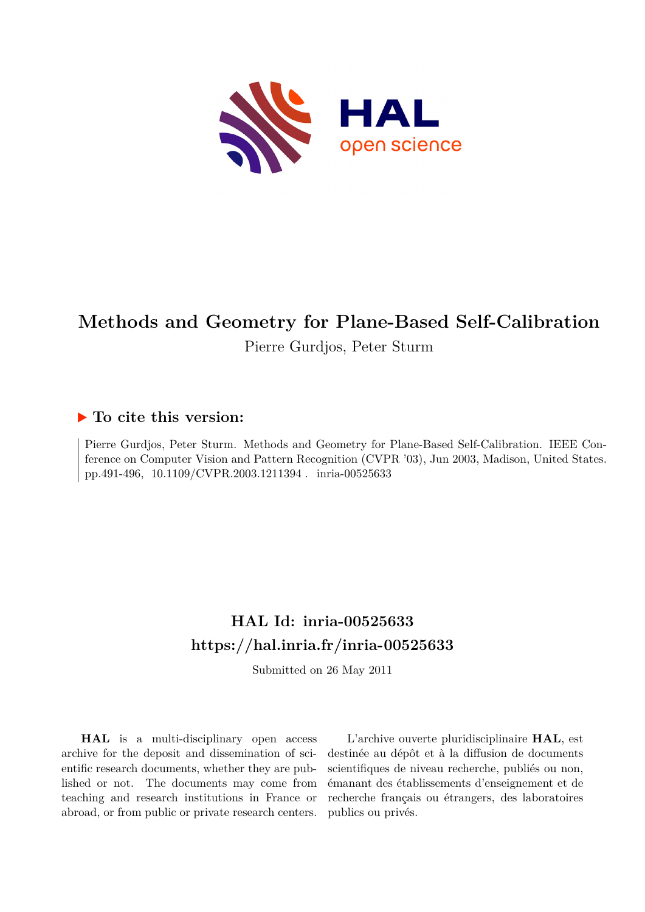# Methods and Geometry for Plane-Based Self-Calibration

Pierre Gurdjos, Peter Sturm

## ▶ To cite this version:

Pierre Gurdjos, Peter Sturm. Methods and Geometry for Plane-Based Self-Calibration. IEEE Conference on Computer Vision and Pattern Recognition (CVPR '03), Jun 2003, Madison, United States. pp.491-496, 10.1109/CVPR.2003.1211394 . inria-00525633

## HAL Id: inria-00525633
## https://hal.inria.fr/inria-00525633

Submitted on 26 May 2011

**HAL** is a multi-disciplinary open access archive for the deposit and dissemination of scientific research documents, whether they are published or not. The documents may come from teaching and research institutions in France or abroad, or from public or private research centers.

L'archive ouverte pluridisciplinaire **HAL**, est destinée au dépôt et à la diffusion de documents scientifiques de niveau recherche, publiés ou non, émanant des établissements d'enseignement et de recherche français ou étrangers, des laboratoires publics ou privés.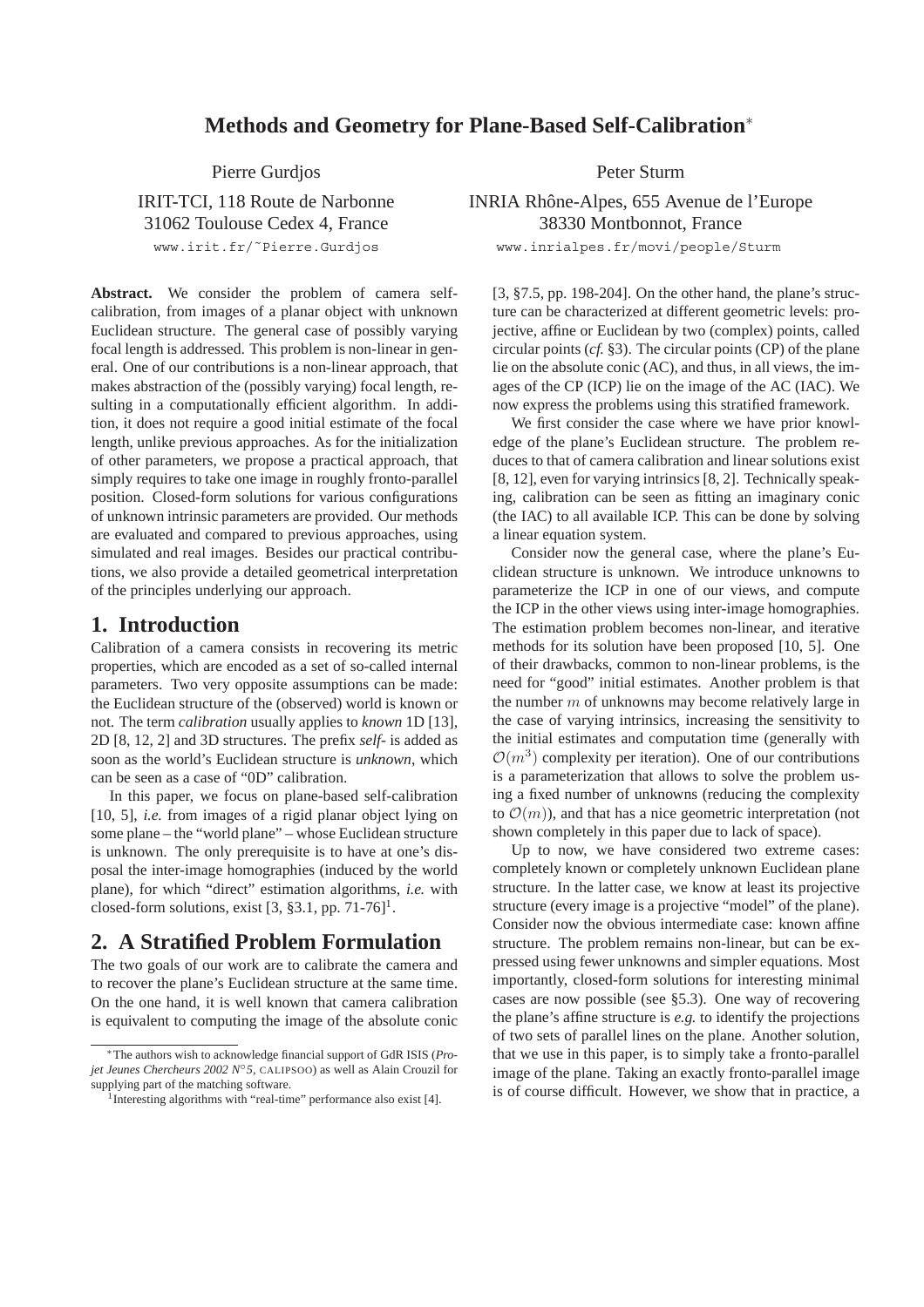# Methods and Geometry for Plane-Based Self-Calibration*

Pierre Gurdjos

IRIT-TCI, 118 Route de Narbonne
31062 Toulouse Cedex 4, France
www.irit.fr/~Pierre.Gurdjos

Peter Sturm

INRIA Rhône-Alpes, 655 Avenue de l'Europe
38330 Montbonnot, France
www.inrialpes.fr/movi/people/Sturm

**Abstract.** We consider the problem of camera self-calibration, from images of a planar object with unknown Euclidean structure. The general case of possibly varying focal length is addressed. This problem is non-linear in general. One of our contributions is a non-linear approach, that makes abstraction of the (possibly varying) focal length, resulting in a computationally efficient algorithm. In addition, it does not require a good initial estimate of the focal length, unlike previous approaches. As for the initialization of other parameters, we propose a practical approach, that simply requires to take one image in roughly fronto-parallel position. Closed-form solutions for various configurations of unknown intrinsic parameters are provided. Our methods are evaluated and compared to previous approaches, using simulated and real images. Besides our practical contributions, we also provide a detailed geometrical interpretation of the principles underlying our approach.

## 1. Introduction

Calibration of a camera consists in recovering its metric properties, which are encoded as a set of so-called internal parameters. Two very opposite assumptions can be made: the Euclidean structure of the (observed) world is known or not. The term *calibration* usually applies to *known* 1D [13], 2D [8, 12, 2] and 3D structures. The prefix *self-* is added as soon as the world's Euclidean structure is *unknown*, which can be seen as a case of "0D" calibration.

In this paper, we focus on plane-based self-calibration [10, 5], *i.e.* from images of a rigid planar object lying on some plane – the "world plane" – whose Euclidean structure is unknown. The only prerequisite is to have at one's disposal the inter-image homographies (induced by the world plane), for which "direct" estimation algorithms, *i.e.* with closed-form solutions, exist [3, §3.1, pp. 71-76][1].

## 2. A Stratified Problem Formulation

The two goals of our work are to calibrate the camera and to recover the plane's Euclidean structure at the same time. On the one hand, it is well known that camera calibration is equivalent to computing the image of the absolute conic [3, §7.5, pp. 198-204]. On the other hand, the plane's structure can be characterized at different geometric levels: projective, affine or Euclidean by two (complex) points, called circular points (*cf.* §3). The circular points (CP) of the plane lie on the absolute conic (AC), and thus, in all views, the images of the CP (ICP) lie on the image of the AC (IAC). We now express the problems using this stratified framework.

We first consider the case where we have prior knowledge of the plane's Euclidean structure. The problem reduces to that of camera calibration and linear solutions exist [8, 12], even for varying intrinsics [8, 2]. Technically speaking, calibration can be seen as fitting an imaginary conic (the IAC) to all available ICP. This can be done by solving a linear equation system.

Consider now the general case, where the plane's Euclidean structure is unknown. We introduce unknowns to parameterize the ICP in one of our views, and compute the ICP in the other views using inter-image homographies. The estimation problem becomes non-linear, and iterative methods for its solution have been proposed [10, 5]. One of their drawbacks, common to non-linear problems, is the need for "good" initial estimates. Another problem is that the number $m$ of unknowns may become relatively large in the case of varying intrinsics, increasing the sensitivity to the initial estimates and computation time (generally with $\mathcal{O}(m^3)$ complexity per iteration). One of our contributions is a parameterization that allows to solve the problem using a fixed number of unknowns (reducing the complexity to $\mathcal{O}(m)$), and that has a nice geometric interpretation (not shown completely in this paper due to lack of space).

Up to now, we have considered two extreme cases: completely known or completely unknown Euclidean plane structure. In the latter case, we know at least its projective structure (every image is a projective "model" of the plane). Consider now the obvious intermediate case: known affine structure. The problem remains non-linear, but can be expressed using fewer unknowns and simpler equations. Most importantly, closed-form solutions for interesting minimal cases are now possible (see §5.3). One way of recovering the plane's affine structure is *e.g.* to identify the projections of two sets of parallel lines on the plane. Another solution, that we use in this paper, is to simply take a fronto-parallel image of the plane. Taking an exactly fronto-parallel image is of course difficult. However, we show that in practice, a

*The authors wish to acknowledge financial support of GdR ISIS (*Projet Jeunes Chercheurs 2002 N°5*, CALIPSOO) as well as Alain Crouzil for supplying part of the matching software.

[1] Interesting algorithms with "real-time" performance also exist [4].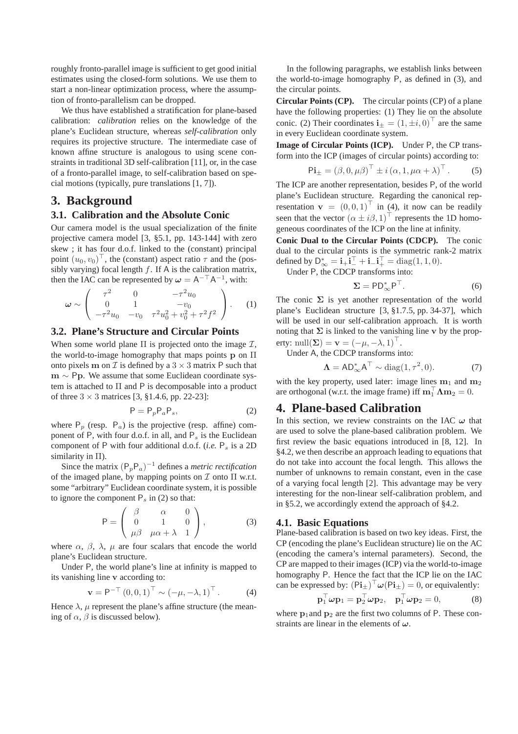roughly fronto-parallel image is sufficient to get good initial estimates using the closed-form solutions. We use them to start a non-linear optimization process, where the assumption of fronto-parallelism can be dropped.

We thus have established a stratification for plane-based calibration: *calibration* relies on the knowledge of the plane's Euclidean structure, whereas *self-calibration* only requires its projective structure. The intermediate case of known affine structure is analogous to using scene constraints in traditional 3D self-calibration [11], or, in the case of a fronto-parallel image, to self-calibration based on special motions (typically, pure translations [1, 7]).

# 3. Background

## 3.1. Calibration and the Absolute Conic

Our camera model is the usual specialization of the finite projective camera model [3, §5.1, pp. 143-144] with zero skew ; it has four d.o.f. linked to the (constant) principal point $(u_0, v_0)^\top$, the (constant) aspect ratio $\tau$ and the (possibly varying) focal length $f$. If $\mathsf{A}$ is the calibration matrix, then the IAC can be represented by $\boldsymbol{\omega} = \mathsf{A}^{-\top}\mathsf{A}^{-1}$, with:

$$\boldsymbol{\omega} \sim \begin{pmatrix} \tau^2 & 0 & -\tau^2 u_0 \\ 0 & 1 & -v_0 \\ -\tau^2 u_0 & -v_0 & \tau^2 u_0^2 + v_0^2 + \tau^2 f^2 \end{pmatrix}. \quad (1)$$

## 3.2. Plane's Structure and Circular Points

When some world plane $\Pi$ is projected onto the image $\mathcal{I}$, the world-to-image homography that maps points $\mathbf{p}$ on $\Pi$ onto pixels $\mathbf{m}$ on $\mathcal{I}$ is defined by a $3 \times 3$ matrix $\mathsf{P}$ such that $\mathbf{m} \sim \mathsf{P}\mathbf{p}$. We assume that some Euclidean coordinate system is attached to $\Pi$ and $\mathsf{P}$ is decomposable into a product of three $3 \times 3$ matrices [3, §1.4.6, pp. 22-23]:

$$\mathsf{P} = \mathsf{P}_p \mathsf{P}_a \mathsf{P}_s, \quad (2)$$

where $\mathsf{P}_p$ (resp. $\mathsf{P}_a$) is the projective (resp. affine) component of $\mathsf{P}$, with four d.o.f. in all, and $\mathsf{P}_s$ is the Euclidean component of $\mathsf{P}$ with four additional d.o.f. (*i.e.* $\mathsf{P}_s$ is a 2D similarity in $\Pi$).

Since the matrix $(\mathsf{P}_p \mathsf{P}_a)^{-1}$ defines a *metric rectification* of the imaged plane, by mapping points on $\mathcal{I}$ onto $\Pi$ w.r.t. some "arbitrary" Euclidean coordinate system, it is possible to ignore the component $\mathsf{P}_s$ in (2) so that:

$$\mathsf{P} = \begin{pmatrix} \beta & \alpha & 0 \\ 0 & 1 & 0 \\ \mu\beta & \mu\alpha + \lambda & 1 \end{pmatrix}, \quad (3)$$

where $\alpha$, $\beta$, $\lambda$, $\mu$ are four scalars that encode the world plane's Euclidean structure.

Under $\mathsf{P}$, the world plane's line at infinity is mapped to its vanishing line $\mathbf{v}$ according to:

$$\mathbf{v} = \mathsf{P}^{-\top}(0, 0, 1)^\top \sim (-\mu, -\lambda, 1)^\top. \quad (4)$$

Hence $\lambda$, $\mu$ represent the plane's affine structure (the meaning of $\alpha$, $\beta$ is discussed below).

In the following paragraphs, we establish links between the world-to-image homography $\mathsf{P}$, as defined in (3), and the circular points.

**Circular Points (CP).** The circular points (CP) of a plane have the following properties: (1) They lie on the absolute conic. (2) Their coordinates $\mathbf{i}_\pm = (1, \pm i, 0)^\top$ are the same in every Euclidean coordinate system.

**Image of Circular Points (ICP).** Under $\mathsf{P}$, the CP transform into the ICP (images of circular points) according to:

$$\mathsf{P}\mathbf{i}_\pm = (\beta, 0, \mu\beta)^\top \pm i\,(\alpha, 1, \mu\alpha + \lambda)^\top. \quad (5)$$

The ICP are another representation, besides $\mathsf{P}$, of the world plane's Euclidean structure. Regarding the canonical representation $\mathbf{v} = (0, 0, 1)^\top$ in (4), it now can be readily seen that the vector $(\alpha \pm i\beta, 1)^\top$ represents the 1D homogeneous coordinates of the ICP on the line at infinity.

**Conic Dual to the Circular Points (CDCP).** The conic dual to the circular points is the symmetric rank-2 matrix defined by $\mathsf{D}^*_\infty = \mathbf{i}_+\mathbf{i}_-^\top + \mathbf{i}_-\mathbf{i}_+^\top = \mathrm{diag}(1, 1, 0)$.

Under $\mathsf{P}$, the CDCP transforms into:

$$\boldsymbol{\Sigma} = \mathsf{P}\mathsf{D}^*_\infty\mathsf{P}^\top. \quad (6)$$

The conic $\boldsymbol{\Sigma}$ is yet another representation of the world plane's Euclidean structure [3, §1.7.5, pp. 34-37], which will be used in our self-calibration approach. It is worth noting that $\boldsymbol{\Sigma}$ is linked to the vanishing line $\mathbf{v}$ by the property: $\mathrm{null}(\boldsymbol{\Sigma}) = \mathbf{v} = (-\mu, -\lambda, 1)^\top$.

Under $\mathsf{A}$, the CDCP transforms into:

$$\boldsymbol{\Lambda} = \mathsf{A}\mathsf{D}^*_\infty\mathsf{A}^\top \sim \mathrm{diag}(1, \tau^2, 0). \quad (7)$$

with the key property, used later: image lines $\mathbf{m}_1$ and $\mathbf{m}_2$ are orthogonal (w.r.t. the image frame) iff $\mathbf{m}_1^\top\boldsymbol{\Lambda}\mathbf{m}_2 = 0$.

# 4. Plane-based Calibration

In this section, we review constraints on the IAC $\boldsymbol{\omega}$ that are used to solve the plane-based calibration problem. We first review the basic equations introduced in [8, 12]. In §4.2, we then describe an approach leading to equations that do not take into account the focal length. This allows the number of unknowns to remain constant, even in the case of a varying focal length [2]. This advantage may be very interesting for the non-linear self-calibration problem, and in §5.2, we accordingly extend the approach of §4.2.

## 4.1. Basic Equations

Plane-based calibration is based on two key ideas. First, the CP (encoding the plane's Euclidean structure) lie on the AC (encoding the camera's internal parameters). Second, the CP are mapped to their images (ICP) via the world-to-image homography $\mathsf{P}$. Hence the fact that the ICP lie on the IAC can be expressed by: $(\mathsf{P}\mathbf{i}_\pm)^\top\boldsymbol{\omega}(\mathsf{P}\mathbf{i}_\pm) = 0$, or equivalently:

$$\mathbf{p}_1^\top\boldsymbol{\omega}\mathbf{p}_1 = \mathbf{p}_2^\top\boldsymbol{\omega}\mathbf{p}_2, \quad \mathbf{p}_1^\top\boldsymbol{\omega}\mathbf{p}_2 = 0, \quad (8)$$

where $\mathbf{p}_1$and $\mathbf{p}_2$ are the first two columns of $\mathsf{P}$. These constraints are linear in the elements of $\boldsymbol{\omega}$.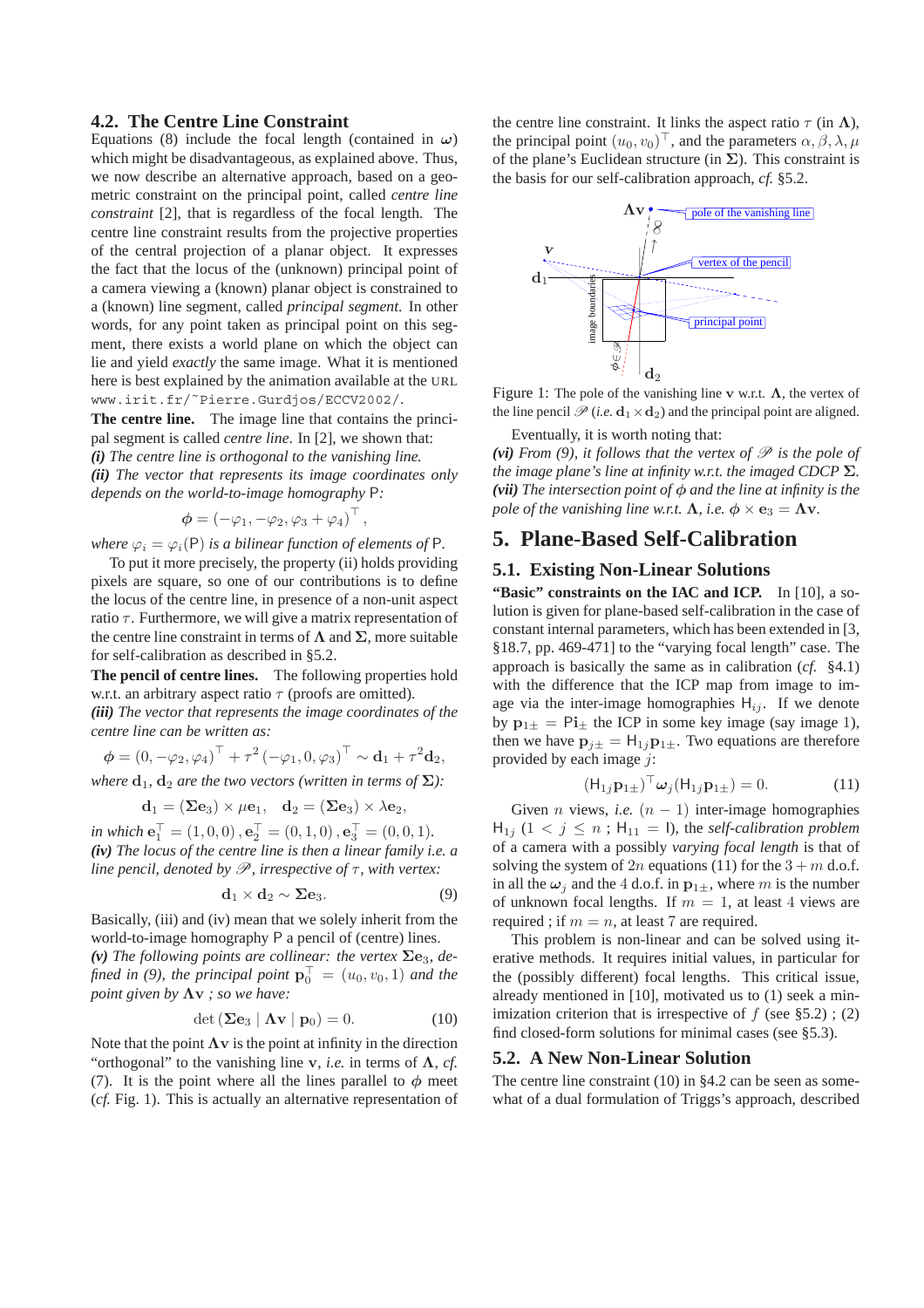### 4.2. The Centre Line Constraint

Equations (8) include the focal length (contained in $\boldsymbol{\omega}$) which might be disadvantageous, as explained above. Thus, we now describe an alternative approach, based on a geometric constraint on the principal point, called *centre line constraint* [2], that is regardless of the focal length. The centre line constraint results from the projective properties of the central projection of a planar object. It expresses the fact that the locus of the (unknown) principal point of a camera viewing a (known) planar object is constrained to a (known) line segment, called *principal segment*. In other words, for any point taken as principal point on this segment, there exists a world plane on which the object can lie and yield *exactly* the same image. What it is mentioned here is best explained by the animation available at the URL www.irit.fr/~Pierre.Gurdjos/ECCV2002/.

**The centre line.** The image line that contains the principal segment is called *centre line*. In [2], we shown that:

***(i)*** *The centre line is orthogonal to the vanishing line.*

***(ii)*** *The vector that represents its image coordinates only depends on the world-to-image homography* $\mathsf{P}$:

$$\boldsymbol{\phi} = (-\varphi_1, -\varphi_2, \varphi_3 + \varphi_4)^\top,$$

*where* $\varphi_i = \varphi_i(\mathsf{P})$ *is a bilinear function of elements of* $\mathsf{P}$.

To put it more precisely, the property (ii) holds providing pixels are square, so one of our contributions is to define the locus of the centre line, in presence of a non-unit aspect ratio $\tau$. Furthermore, we will give a matrix representation of the centre line constraint in terms of $\boldsymbol{\Lambda}$ and $\boldsymbol{\Sigma}$, more suitable for self-calibration as described in §5.2.

**The pencil of centre lines.** The following properties hold w.r.t. an arbitrary aspect ratio $\tau$ (proofs are omitted).

***(iii)*** *The vector that represents the image coordinates of the centre line can be written as:*

$$\boldsymbol{\phi} = (0, -\varphi_2, \varphi_4)^\top + \tau^2 (-\varphi_1, 0, \varphi_3)^\top \sim \mathbf{d}_1 + \tau^2 \mathbf{d}_2,$$

*where* $\mathbf{d}_1, \mathbf{d}_2$ *are the two vectors (written in terms of* $\boldsymbol{\Sigma}$*):*

$$\mathbf{d}_1 = (\boldsymbol{\Sigma}\mathbf{e}_3) \times \mu \mathbf{e}_1, \quad \mathbf{d}_2 = (\boldsymbol{\Sigma}\mathbf{e}_3) \times \lambda \mathbf{e}_2,$$

*in which* $\mathbf{e}_1^\top = (1,0,0), \mathbf{e}_2^\top = (0,1,0), \mathbf{e}_3^\top = (0,0,1)$.

***(iv)*** *The locus of the centre line is then a linear family i.e. a line pencil, denoted by* $\mathscr{P}$*, irrespective of* $\tau$*, with vertex:*

$$\mathbf{d}_1 \times \mathbf{d}_2 \sim \boldsymbol{\Sigma}\mathbf{e}_3. \tag{9}$$

Basically, (iii) and (iv) mean that we solely inherit from the world-to-image homography $\mathsf{P}$ a pencil of (centre) lines.

***(v)*** *The following points are collinear: the vertex* $\boldsymbol{\Sigma}\mathbf{e}_3$*, defined in (9), the principal point* $\mathbf{p}_0^\top = (u_0, v_0, 1)$ *and the point given by* $\boldsymbol{\Lambda}\mathbf{v}$ *; so we have:*

$$\det(\boldsymbol{\Sigma}\mathbf{e}_3 \mid \boldsymbol{\Lambda}\mathbf{v} \mid \mathbf{p}_0) = 0. \tag{10}$$

Note that the point $\boldsymbol{\Lambda}\mathbf{v}$ is the point at infinity in the direction "orthogonal" to the vanishing line $\mathbf{v}$, *i.e.* in terms of $\boldsymbol{\Lambda}$, *cf.* (7). It is the point where all the lines parallel to $\phi$ meet (*cf.* Fig. 1). This is actually an alternative representation of the centre line constraint. It links the aspect ratio $\tau$ (in $\boldsymbol{\Lambda}$), the principal point $(u_0, v_0)^\top$, and the parameters $\alpha, \beta, \lambda, \mu$ of the plane's Euclidean structure (in $\boldsymbol{\Sigma}$). This constraint is the basis for our self-calibration approach, *cf.* §5.2.

Figure 1: The pole of the vanishing line $\mathbf{v}$ w.r.t. $\boldsymbol{\Lambda}$, the vertex of the line pencil $\mathscr{P}$ (*i.e.* $\mathbf{d}_1 \times \mathbf{d}_2$) and the principal point are aligned.

Eventually, it is worth noting that:

***(vi)*** *From (9), it follows that the vertex of* $\mathscr{P}$ *is the pole of the image plane's line at infinity w.r.t. the imaged CDCP* $\boldsymbol{\Sigma}$.

***(vii)*** *The intersection point of* $\phi$ *and the line at infinity is the pole of the vanishing line w.r.t.* $\boldsymbol{\Lambda}$*, i.e.* $\boldsymbol{\phi} \times \mathbf{e}_3 = \boldsymbol{\Lambda}\mathbf{v}$.

## 5. Plane-Based Self-Calibration

### 5.1. Existing Non-Linear Solutions

**"Basic" constraints on the IAC and ICP.** In [10], a solution is given for plane-based self-calibration in the case of constant internal parameters, which has been extended in [3, §18.7, pp. 469-471] to the "varying focal length" case. The approach is basically the same as in calibration (*cf.* §4.1) with the difference that the ICP map from image to image via the inter-image homographies $\mathsf{H}_{ij}$. If we denote by $\mathbf{p}_{1\pm} = \mathsf{P}\mathbf{i}_\pm$ the ICP in some key image (say image 1), then we have $\mathbf{p}_{j\pm} = \mathsf{H}_{1j}\mathbf{p}_{1\pm}$. Two equations are therefore provided by each image $j$:

$$(\mathsf{H}_{1j}\mathbf{p}_{1\pm})^\top \boldsymbol{\omega}_j (\mathsf{H}_{1j}\mathbf{p}_{1\pm}) = 0. \tag{11}$$

Given $n$ views, *i.e.* $(n-1)$ inter-image homographies $\mathsf{H}_{1j}$ $(1 < j \leq n$ ; $\mathsf{H}_{11} = \mathsf{I})$, the *self-calibration problem* of a camera with a possibly *varying focal length* is that of solving the system of $2n$ equations (11) for the $3+m$ d.o.f. in all the $\boldsymbol{\omega}_j$ and the $4$ d.o.f. in $\mathbf{p}_{1\pm}$, where $m$ is the number of unknown focal lengths. If $m = 1$, at least $4$ views are required ; if $m = n$, at least $7$ are required.

This problem is non-linear and can be solved using iterative methods. It requires initial values, in particular for the (possibly different) focal lengths. This critical issue, already mentioned in [10], motivated us to (1) seek a minimization criterion that is irrespective of $f$ (see §5.2) ; (2) find closed-form solutions for minimal cases (see §5.3).

### 5.2. A New Non-Linear Solution

The centre line constraint (10) in §4.2 can be seen as somewhat of a dual formulation of Triggs's approach, described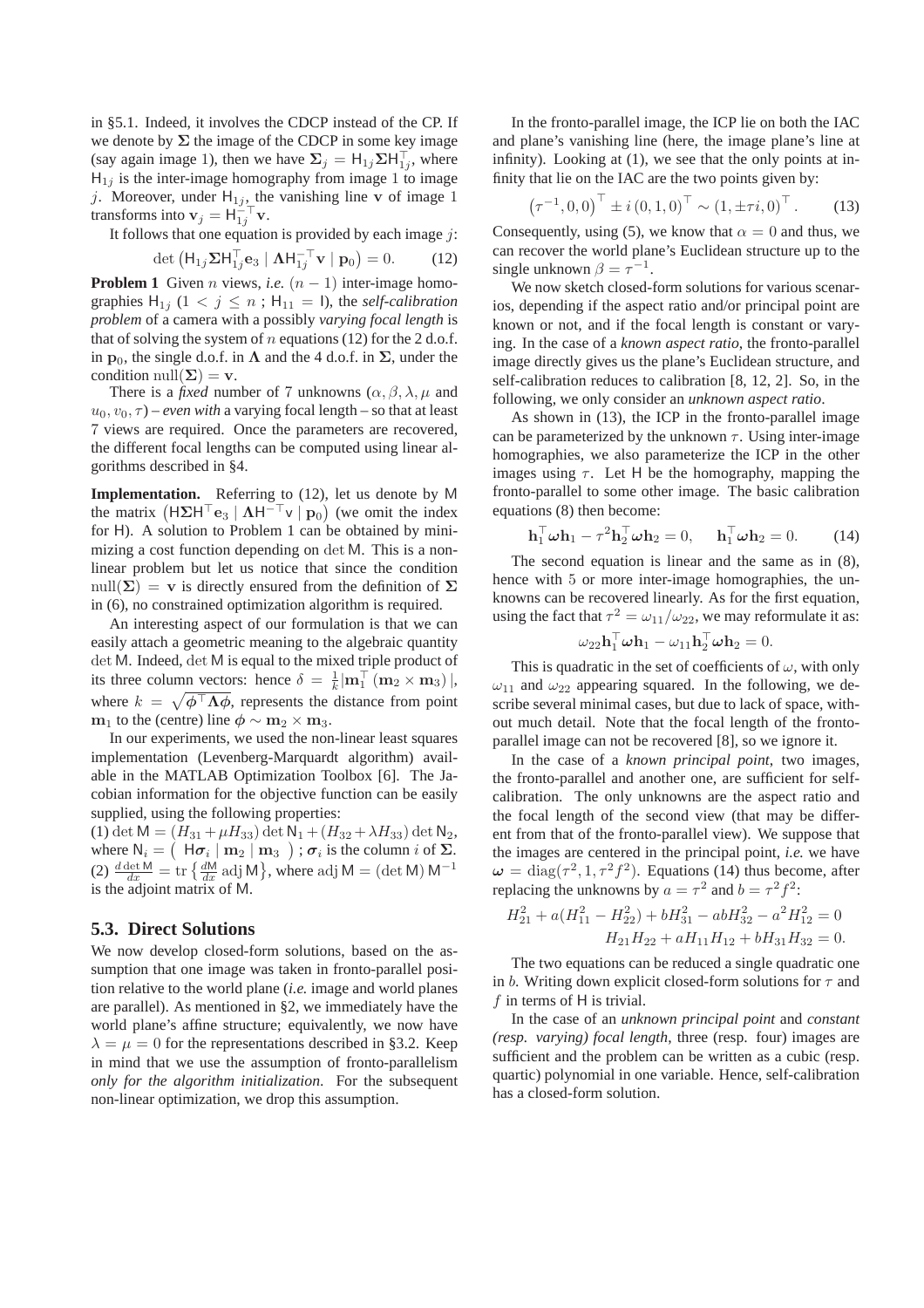in §5.1. Indeed, it involves the CDCP instead of the CP. If we denote by $\mathbf{\Sigma}$ the image of the CDCP in some key image (say again image 1), then we have $\mathbf{\Sigma}_j = \mathsf{H}_{1j}\mathbf{\Sigma}\mathsf{H}_{1j}^\top$, where $\mathsf{H}_{1j}$ is the inter-image homography from image 1 to image $j$. Moreover, under $\mathsf{H}_{1j}$, the vanishing line $\mathbf{v}$ of image 1 transforms into $\mathbf{v}_j = \mathsf{H}_{1j}^{-\top}\mathbf{v}$.

It follows that one equation is provided by each image $j$:

$$\det\left(\mathsf{H}_{1j}\mathbf{\Sigma}\mathsf{H}_{1j}^\top \mathbf{e}_3 \mid \mathbf{\Lambda}\mathsf{H}_{1j}^{-\top}\mathbf{v} \mid \mathbf{p}_0\right) = 0. \qquad (12)$$

**Problem 1** Given $n$ views, *i.e.* $(n-1)$ inter-image homographies $\mathsf{H}_{1j}$ ($1 < j \leq n$ ; $\mathsf{H}_{11} = \mathsf{I}$), the *self-calibration problem* of a camera with a possibly *varying focal length* is that of solving the system of $n$ equations (12) for the 2 d.o.f. in $\mathbf{p}_0$, the single d.o.f. in $\mathbf{\Lambda}$ and the 4 d.o.f. in $\mathbf{\Sigma}$, under the condition $\mathrm{null}(\mathbf{\Sigma}) = \mathbf{v}$.

There is a *fixed* number of 7 unknowns ($\alpha, \beta, \lambda, \mu$ and $u_0, v_0, \tau$) – *even with* a varying focal length – so that at least 7 views are required. Once the parameters are recovered, the different focal lengths can be computed using linear algorithms described in §4.

**Implementation.** Referring to (12), let us denote by $\mathsf{M}$ the matrix $\left(\mathsf{H}\mathbf{\Sigma}\mathsf{H}^\top\mathbf{e}_3 \mid \mathbf{\Lambda}\mathsf{H}^{-\top}\mathsf{v} \mid \mathbf{p}_0\right)$ (we omit the index for $\mathsf{H}$). A solution to Problem 1 can be obtained by minimizing a cost function depending on $\det \mathsf{M}$. This is a nonlinear problem but let us notice that since the condition $\mathrm{null}(\mathbf{\Sigma}) = \mathbf{v}$ is directly ensured from the definition of $\mathbf{\Sigma}$ in (6), no constrained optimization algorithm is required.

An interesting aspect of our formulation is that we can easily attach a geometric meaning to the algebraic quantity $\det \mathsf{M}$. Indeed, $\det \mathsf{M}$ is equal to the mixed triple product of its three column vectors: hence $\delta = \frac{1}{k}|\mathbf{m}_1^\top(\mathbf{m}_2 \times \mathbf{m}_3)|$, where $k = \sqrt{\boldsymbol{\phi}^\top \mathbf{\Lambda} \boldsymbol{\phi}}$, represents the distance from point $\mathbf{m}_1$ to the (centre) line $\boldsymbol{\phi} \sim \mathbf{m}_2 \times \mathbf{m}_3$.

In our experiments, we used the non-linear least squares implementation (Levenberg-Marquardt algorithm) available in the MATLAB Optimization Toolbox [6]. The Jacobian information for the objective function can be easily supplied, using the following properties:
(1) $\det \mathsf{M} = (H_{31} + \mu H_{33}) \det \mathsf{N}_1 + (H_{32} + \lambda H_{33}) \det \mathsf{N}_2$, where $\mathsf{N}_i = \left(\ \mathsf{H}\boldsymbol{\sigma}_i \mid \mathbf{m}_2 \mid \mathbf{m}_3\ \right)$ ; $\boldsymbol{\sigma}_i$ is the column $i$ of $\mathbf{\Sigma}$.
(2) $\frac{d \det \mathsf{M}}{dx} = \mathrm{tr}\left\{\frac{d\mathsf{M}}{dx} \mathrm{adj}\, \mathsf{M}\right\}$, where $\mathrm{adj}\, \mathsf{M} = (\det \mathsf{M})\, \mathsf{M}^{-1}$ is the adjoint matrix of $\mathsf{M}$.

### 5.3. Direct Solutions

We now develop closed-form solutions, based on the assumption that one image was taken in fronto-parallel position relative to the world plane (*i.e.* image and world planes are parallel). As mentioned in §2, we immediately have the world plane's affine structure; equivalently, we now have $\lambda = \mu = 0$ for the representations described in §3.2. Keep in mind that we use the assumption of fronto-parallelism *only for the algorithm initialization*. For the subsequent non-linear optimization, we drop this assumption.

In the fronto-parallel image, the ICP lie on both the IAC and plane's vanishing line (here, the image plane's line at infinity). Looking at (1), we see that the only points at infinity that lie on the IAC are the two points given by:

$$\left(\tau^{-1}, 0, 0\right)^\top \pm i\,(0, 1, 0)^\top \sim (1, \pm\tau i, 0)^\top. \qquad (13)$$

Consequently, using (5), we know that $\alpha = 0$ and thus, we can recover the world plane's Euclidean structure up to the single unknown $\beta = \tau^{-1}$.

We now sketch closed-form solutions for various scenarios, depending if the aspect ratio and/or principal point are known or not, and if the focal length is constant or varying. In the case of a *known aspect ratio*, the fronto-parallel image directly gives us the plane's Euclidean structure, and self-calibration reduces to calibration [8, 12, 2]. So, in the following, we only consider an *unknown aspect ratio*.

As shown in (13), the ICP in the fronto-parallel image can be parameterized by the unknown $\tau$. Using inter-image homographies, we also parameterize the ICP in the other images using $\tau$. Let $\mathsf{H}$ be the homography, mapping the fronto-parallel to some other image. The basic calibration equations (8) then become:

$$\mathbf{h}_1^\top \boldsymbol{\omega} \mathbf{h}_1 - \tau^2 \mathbf{h}_2^\top \boldsymbol{\omega} \mathbf{h}_2 = 0, \qquad \mathbf{h}_1^\top \boldsymbol{\omega} \mathbf{h}_2 = 0. \qquad (14)$$

The second equation is linear and the same as in (8), hence with 5 or more inter-image homographies, the unknowns can be recovered linearly. As for the first equation, using the fact that $\tau^2 = \omega_{11}/\omega_{22}$, we may reformulate it as:

$$\omega_{22} \mathbf{h}_1^\top \boldsymbol{\omega} \mathbf{h}_1 - \omega_{11} \mathbf{h}_2^\top \boldsymbol{\omega} \mathbf{h}_2 = 0.$$

This is quadratic in the set of coefficients of $\omega$, with only $\omega_{11}$ and $\omega_{22}$ appearing squared. In the following, we describe several minimal cases, but due to lack of space, without much detail. Note that the focal length of the fronto-parallel image can not be recovered [8], so we ignore it.

In the case of a *known principal point*, two images, the fronto-parallel and another one, are sufficient for self-calibration. The only unknowns are the aspect ratio and the focal length of the second view (that may be different from that of the fronto-parallel view). We suppose that the images are centered in the principal point, *i.e.* we have $\boldsymbol{\omega} = \mathrm{diag}(\tau^2, 1, \tau^2 f^2)$. Equations (14) thus become, after replacing the unknowns by $a = \tau^2$ and $b = \tau^2 f^2$:

$$H_{21}^2 + a(H_{11}^2 - H_{22}^2) + bH_{31}^2 - abH_{32}^2 - a^2 H_{12}^2 = 0$$
$$H_{21}H_{22} + aH_{11}H_{12} + bH_{31}H_{32} = 0.$$

The two equations can be reduced a single quadratic one in $b$. Writing down explicit closed-form solutions for $\tau$ and $f$ in terms of $\mathsf{H}$ is trivial.

In the case of an *unknown principal point* and *constant (resp. varying) focal length*, three (resp. four) images are sufficient and the problem can be written as a cubic (resp. quartic) polynomial in one variable. Hence, self-calibration has a closed-form solution.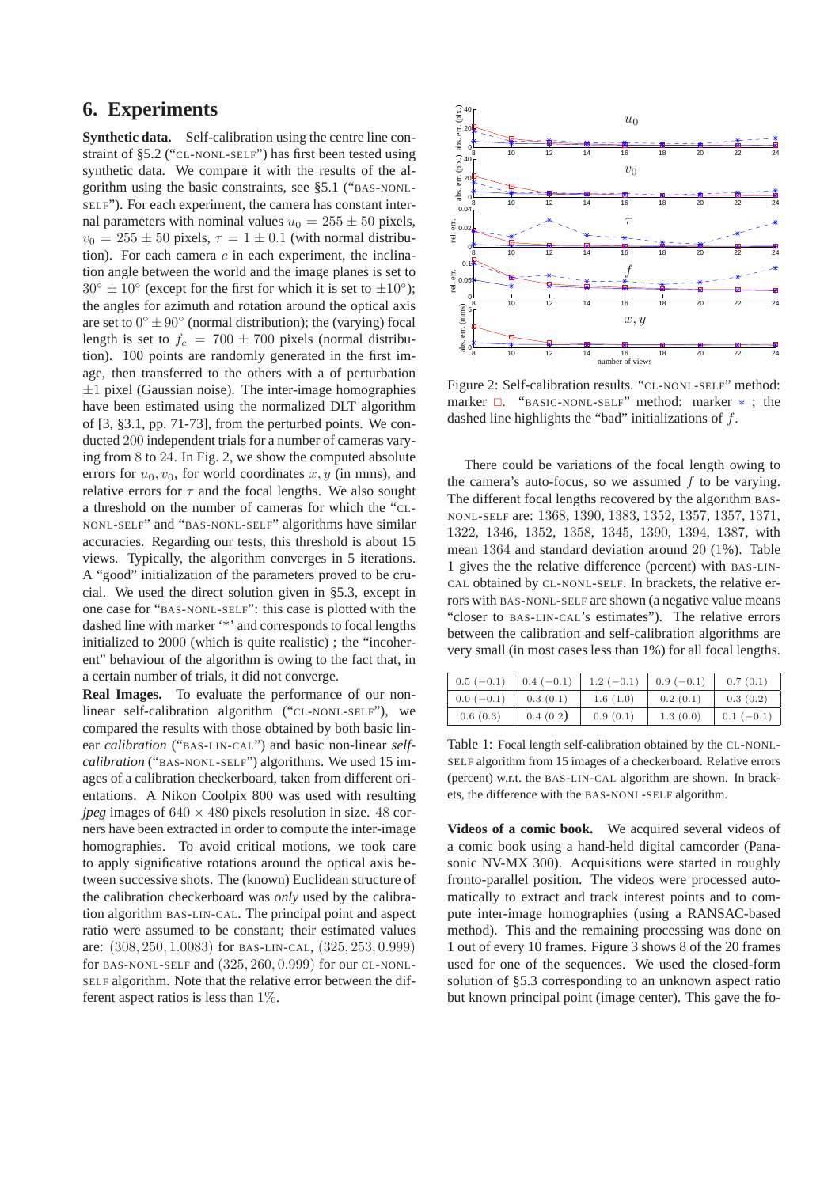## 6. Experiments

**Synthetic data.** Self-calibration using the centre line constraint of §5.2 ("CL-NONL-SELF") has first been tested using synthetic data. We compare it with the results of the algorithm using the basic constraints, see §5.1 ("BAS-NONL-SELF"). For each experiment, the camera has constant internal parameters with nominal values $u_0 = 255 \pm 50$ pixels, $v_0 = 255 \pm 50$ pixels, $\tau = 1 \pm 0.1$ (with normal distribution). For each camera $c$ in each experiment, the inclination angle between the world and the image planes is set to $30^\circ \pm 10^\circ$ (except for the first for which it is set to $\pm 10^\circ$); the angles for azimuth and rotation around the optical axis are set to $0^\circ \pm 90^\circ$ (normal distribution); the (varying) focal length is set to $f_c = 700 \pm 700$ pixels (normal distribution). 100 points are randomly generated in the first image, then transferred to the others with a of perturbation $\pm 1$ pixel (Gaussian noise). The inter-image homographies have been estimated using the normalized DLT algorithm of [3, §3.1, pp. 71-73], from the perturbed points. We conducted 200 independent trials for a number of cameras varying from 8 to 24. In Fig. 2, we show the computed absolute errors for $u_0, v_0$, for world coordinates $x, y$ (in mms), and relative errors for $\tau$ and the focal lengths. We also sought a threshold on the number of cameras for which the "CL-NONL-SELF" and "BAS-NONL-SELF" algorithms have similar accuracies. Regarding our tests, this threshold is about 15 views. Typically, the algorithm converges in 5 iterations. A "good" initialization of the parameters proved to be crucial. We used the direct solution given in §5.3, except in one case for "BAS-NONL-SELF": this case is plotted with the dashed line with marker '*' and corresponds to focal lengths initialized to 2000 (which is quite realistic) ; the "incoherent" behaviour of the algorithm is owing to the fact that, in a certain number of trials, it did not converge.

Figure 2: Self-calibration results. "CL-NONL-SELF" method: marker □. "BASIC-NONL-SELF" method: marker ∗ ; the dashed line highlights the "bad" initializations of $f$.

**Real Images.** To evaluate the performance of our non-linear self-calibration algorithm ("CL-NONL-SELF"), we compared the results with those obtained by both basic linear *calibration* ("BAS-LIN-CAL") and basic non-linear *self-calibration* ("BAS-NONL-SELF") algorithms. We used 15 images of a calibration checkerboard, taken from different orientations. A Nikon Coolpix 800 was used with resulting *jpeg* images of $640 \times 480$ pixels resolution in size. 48 corners have been extracted in order to compute the inter-image homographies. To avoid critical motions, we took care to apply significative rotations around the optical axis between successive shots. The (known) Euclidean structure of the calibration checkerboard was *only* used by the calibration algorithm BAS-LIN-CAL. The principal point and aspect ratio were assumed to be constant; their estimated values are: $(308, 250, 1.0083)$ for BAS-LIN-CAL, $(325, 253, 0.999)$ for BAS-NONL-SELF and $(325, 260, 0.999)$ for our CL-NONL-SELF algorithm. Note that the relative error between the different aspect ratios is less than $1\%$.

There could be variations of the focal length owing to the camera's auto-focus, so we assumed $f$ to be varying. The different focal lengths recovered by the algorithm BAS-NONL-SELF are: 1368, 1390, 1383, 1352, 1357, 1357, 1371, 1322, 1346, 1352, 1358, 1345, 1390, 1394, 1387, with mean 1364 and standard deviation around 20 (1%). Table 1 gives the the relative difference (percent) with BAS-LIN-CAL obtained by CL-NONL-SELF. In brackets, the relative errors with BAS-NONL-SELF are shown (a negative value means "closer to BAS-LIN-CAL's estimates"). The relative errors between the calibration and self-calibration algorithms are very small (in most cases less than 1%) for all focal lengths.

| | | | | |
|---|---|---|---|---|
| 0.5 (−0.1) | 0.4 (−0.1) | 1.2 (−0.1) | 0.9 (−0.1) | 0.7 (0.1) |
| 0.0 (−0.1) | 0.3 (0.1) | 1.6 (1.0) | 0.2 (0.1) | 0.3 (0.2) |
| 0.6 (0.3) | 0.4 (0.2) | 0.9 (0.1) | 1.3 (0.0) | 0.1 (−0.1) |

Table 1: Focal length self-calibration obtained by the CL-NONL-SELF algorithm from 15 images of a checkerboard. Relative errors (percent) w.r.t. the BAS-LIN-CAL algorithm are shown. In brackets, the difference with the BAS-NONL-SELF algorithm.

**Videos of a comic book.** We acquired several videos of a comic book using a hand-held digital camcorder (Panasonic NV-MX 300). Acquisitions were started in roughly fronto-parallel position. The videos were processed automatically to extract and track interest points and to compute inter-image homographies (using a RANSAC-based method). This and the remaining processing was done on 1 out of every 10 frames. Figure 3 shows 8 of the 20 frames used for one of the sequences. We used the closed-form solution of §5.3 corresponding to an unknown aspect ratio but known principal point (image center). This gave the fo-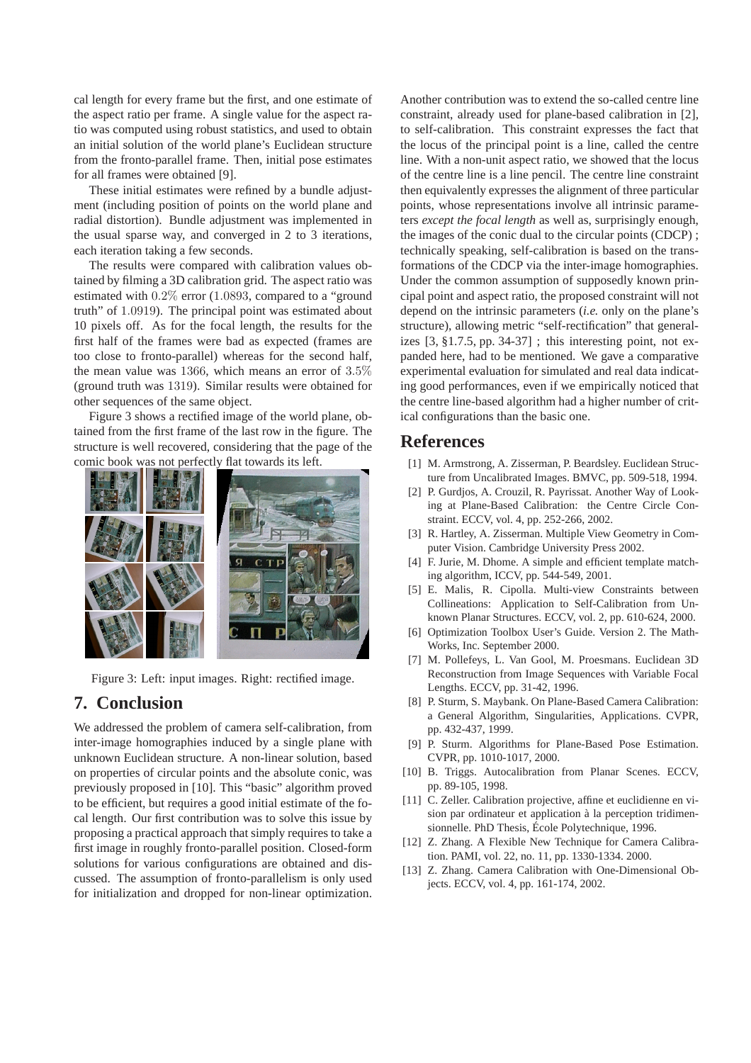cal length for every frame but the first, and one estimate of the aspect ratio per frame. A single value for the aspect ratio was computed using robust statistics, and used to obtain an initial solution of the world plane's Euclidean structure from the fronto-parallel frame. Then, initial pose estimates for all frames were obtained [9].

These initial estimates were refined by a bundle adjustment (including position of points on the world plane and radial distortion). Bundle adjustment was implemented in the usual sparse way, and converged in 2 to 3 iterations, each iteration taking a few seconds.

The results were compared with calibration values obtained by filming a 3D calibration grid. The aspect ratio was estimated with $0.2\%$ error ($1.0893$, compared to a "ground truth" of $1.0919$). The principal point was estimated about $10$ pixels off. As for the focal length, the results for the first half of the frames were bad as expected (frames are too close to fronto-parallel) whereas for the second half, the mean value was $1366$, which means an error of $3.5\%$ (ground truth was $1319$). Similar results were obtained for other sequences of the same object.

Figure 3 shows a rectified image of the world plane, obtained from the first frame of the last row in the figure. The structure is well recovered, considering that the page of the comic book was not perfectly flat towards its left.

Figure 3: Left: input images. Right: rectified image.

## 7. Conclusion

We addressed the problem of camera self-calibration, from inter-image homographies induced by a single plane with unknown Euclidean structure. A non-linear solution, based on properties of circular points and the absolute conic, was previously proposed in [10]. This "basic" algorithm proved to be efficient, but requires a good initial estimate of the focal length. Our first contribution was to solve this issue by proposing a practical approach that simply requires to take a first image in roughly fronto-parallel position. Closed-form solutions for various configurations are obtained and discussed. The assumption of fronto-parallelism is only used for initialization and dropped for non-linear optimization.

Another contribution was to extend the so-called centre line constraint, already used for plane-based calibration in [2], to self-calibration. This constraint expresses the fact that the locus of the principal point is a line, called the centre line. With a non-unit aspect ratio, we showed that the locus of the centre line is a line pencil. The centre line constraint then equivalently expresses the alignment of three particular points, whose representations involve all intrinsic parameters *except the focal length* as well as, surprisingly enough, the images of the conic dual to the circular points (CDCP) ; technically speaking, self-calibration is based on the transformations of the CDCP via the inter-image homographies. Under the common assumption of supposedly known principal point and aspect ratio, the proposed constraint will not depend on the intrinsic parameters (*i.e.* only on the plane's structure), allowing metric "self-rectification" that generalizes [3, §1.7.5, pp. 34-37] ; this interesting point, not expanded here, had to be mentioned. We gave a comparative experimental evaluation for simulated and real data indicating good performances, even if we empirically noticed that the centre line-based algorithm had a higher number of critical configurations than the basic one.

## References

[1] M. Armstrong, A. Zisserman, P. Beardsley. Euclidean Structure from Uncalibrated Images. BMVC, pp. 509-518, 1994.

[2] P. Gurdjos, A. Crouzil, R. Payrissat. Another Way of Looking at Plane-Based Calibration: the Centre Circle Constraint. ECCV, vol. 4, pp. 252-266, 2002.

[3] R. Hartley, A. Zisserman. Multiple View Geometry in Computer Vision. Cambridge University Press 2002.

[4] F. Jurie, M. Dhome. A simple and efficient template matching algorithm, ICCV, pp. 544-549, 2001.

[5] E. Malis, R. Cipolla. Multi-view Constraints between Collineations: Application to Self-Calibration from Unknown Planar Structures. ECCV, vol. 2, pp. 610-624, 2000.

[6] Optimization Toolbox User's Guide. Version 2. The MathWorks, Inc. September 2000.

[7] M. Pollefeys, L. Van Gool, M. Proesmans. Euclidean 3D Reconstruction from Image Sequences with Variable Focal Lengths. ECCV, pp. 31-42, 1996.

[8] P. Sturm, S. Maybank. On Plane-Based Camera Calibration: a General Algorithm, Singularities, Applications. CVPR, pp. 432-437, 1999.

[9] P. Sturm. Algorithms for Plane-Based Pose Estimation. CVPR, pp. 1010-1017, 2000.

[10] B. Triggs. Autocalibration from Planar Scenes. ECCV, pp. 89-105, 1998.

[11] C. Zeller. Calibration projective, affine et euclidienne en vision par ordinateur et application à la perception tridimensionnelle. PhD Thesis, École Polytechnique, 1996.

[12] Z. Zhang. A Flexible New Technique for Camera Calibration. PAMI, vol. 22, no. 11, pp. 1330-1334. 2000.

[13] Z. Zhang. Camera Calibration with One-Dimensional Objects. ECCV, vol. 4, pp. 161-174, 2002.